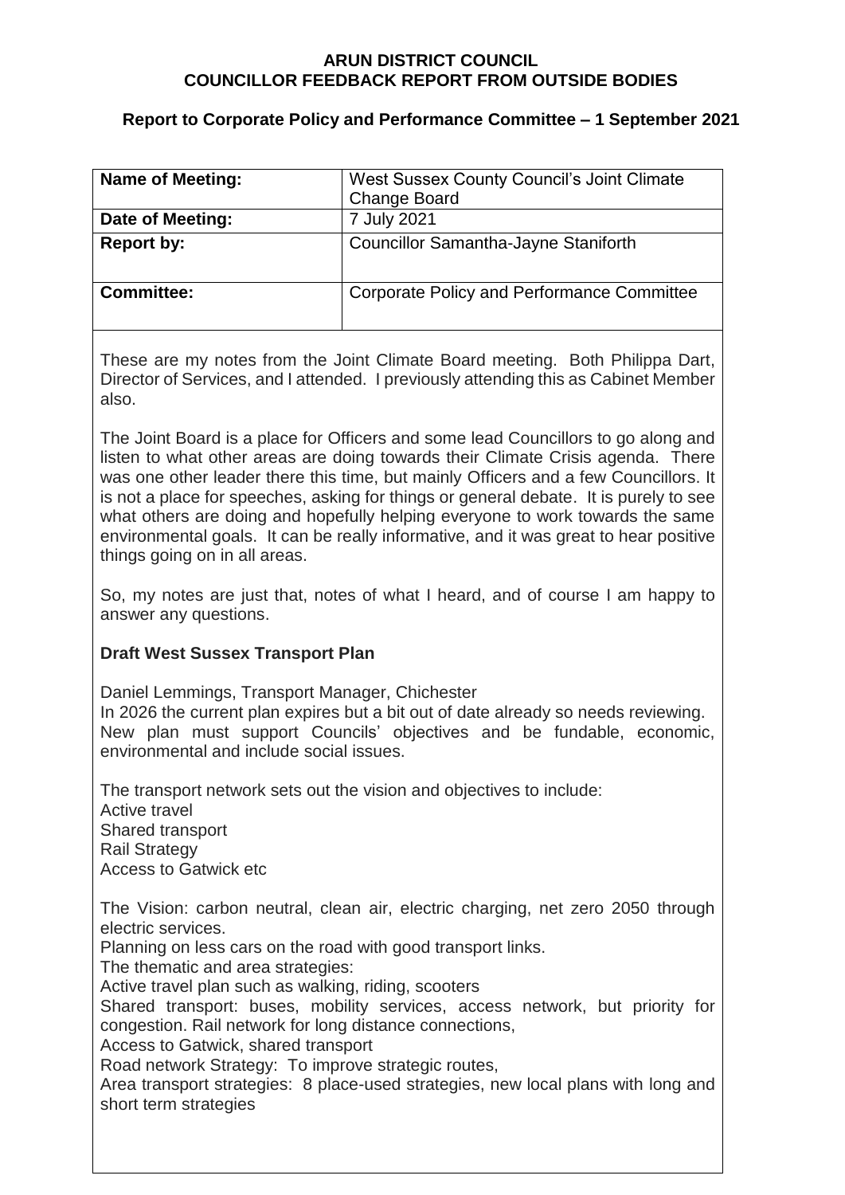**ARUN DISTRICT COUNCIL**
**COUNCILLOR FEEDBACK REPORT FROM OUTSIDE BODIES**

**Report to Corporate Policy and Performance Committee – 1 September 2021**

| | |
|---|---|
| **Name of Meeting:** | West Sussex County Council's Joint Climate Change Board |
| **Date of Meeting:** | 7 July 2021 |
| **Report by:** | Councillor Samantha-Jayne Staniforth |
| **Committee:** | Corporate Policy and Performance Committee |

These are my notes from the Joint Climate Board meeting. Both Philippa Dart, Director of Services, and I attended. I previously attending this as Cabinet Member also.

The Joint Board is a place for Officers and some lead Councillors to go along and listen to what other areas are doing towards their Climate Crisis agenda. There was one other leader there this time, but mainly Officers and a few Councillors. It is not a place for speeches, asking for things or general debate. It is purely to see what others are doing and hopefully helping everyone to work towards the same environmental goals. It can be really informative, and it was great to hear positive things going on in all areas.

So, my notes are just that, notes of what I heard, and of course I am happy to answer any questions.

**Draft West Sussex Transport Plan**

Daniel Lemmings, Transport Manager, Chichester
In 2026 the current plan expires but a bit out of date already so needs reviewing.
New plan must support Councils' objectives and be fundable, economic, environmental and include social issues.

The transport network sets out the vision and objectives to include:
Active travel
Shared transport
Rail Strategy
Access to Gatwick etc

The Vision: carbon neutral, clean air, electric charging, net zero 2050 through electric services.
Planning on less cars on the road with good transport links.
The thematic and area strategies:
Active travel plan such as walking, riding, scooters
Shared transport: buses, mobility services, access network, but priority for congestion. Rail network for long distance connections,
Access to Gatwick, shared transport
Road network Strategy: To improve strategic routes,
Area transport strategies: 8 place-used strategies, new local plans with long and short term strategies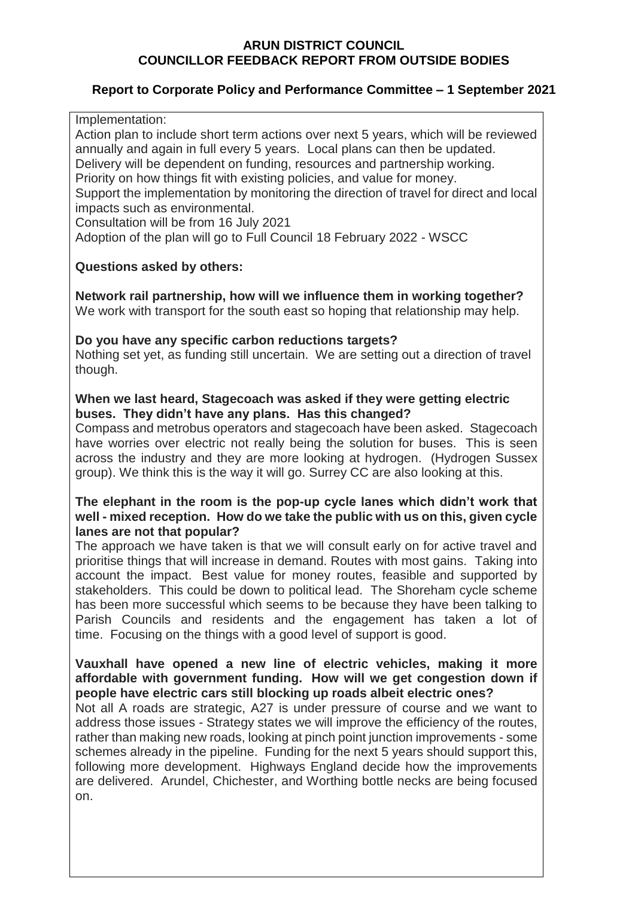Implementation:
Action plan to include short term actions over next 5 years, which will be reviewed annually and again in full every 5 years. Local plans can then be updated.
Delivery will be dependent on funding, resources and partnership working.
Priority on how things fit with existing policies, and value for money.
Support the implementation by monitoring the direction of travel for direct and local impacts such as environmental.
Consultation will be from 16 July 2021
Adoption of the plan will go to Full Council 18 February 2022 - WSCC

**Questions asked by others:**

**Network rail partnership, how will we influence them in working together?**
We work with transport for the south east so hoping that relationship may help.

**Do you have any specific carbon reductions targets?**
Nothing set yet, as funding still uncertain. We are setting out a direction of travel though.

**When we last heard, Stagecoach was asked if they were getting electric buses. They didn't have any plans. Has this changed?**
Compass and metrobus operators and stagecoach have been asked. Stagecoach have worries over electric not really being the solution for buses. This is seen across the industry and they are more looking at hydrogen. (Hydrogen Sussex group). We think this is the way it will go. Surrey CC are also looking at this.

**The elephant in the room is the pop-up cycle lanes which didn't work that well - mixed reception. How do we take the public with us on this, given cycle lanes are not that popular?**
The approach we have taken is that we will consult early on for active travel and prioritise things that will increase in demand. Routes with most gains. Taking into account the impact. Best value for money routes, feasible and supported by stakeholders. This could be down to political lead. The Shoreham cycle scheme has been more successful which seems to be because they have been talking to Parish Councils and residents and the engagement has taken a lot of time. Focusing on the things with a good level of support is good.

**Vauxhall have opened a new line of electric vehicles, making it more affordable with government funding. How will we get congestion down if people have electric cars still blocking up roads albeit electric ones?**
Not all A roads are strategic, A27 is under pressure of course and we want to address those issues - Strategy states we will improve the efficiency of the routes, rather than making new roads, looking at pinch point junction improvements - some schemes already in the pipeline. Funding for the next 5 years should support this, following more development. Highways England decide how the improvements are delivered. Arundel, Chichester, and Worthing bottle necks are being focused on.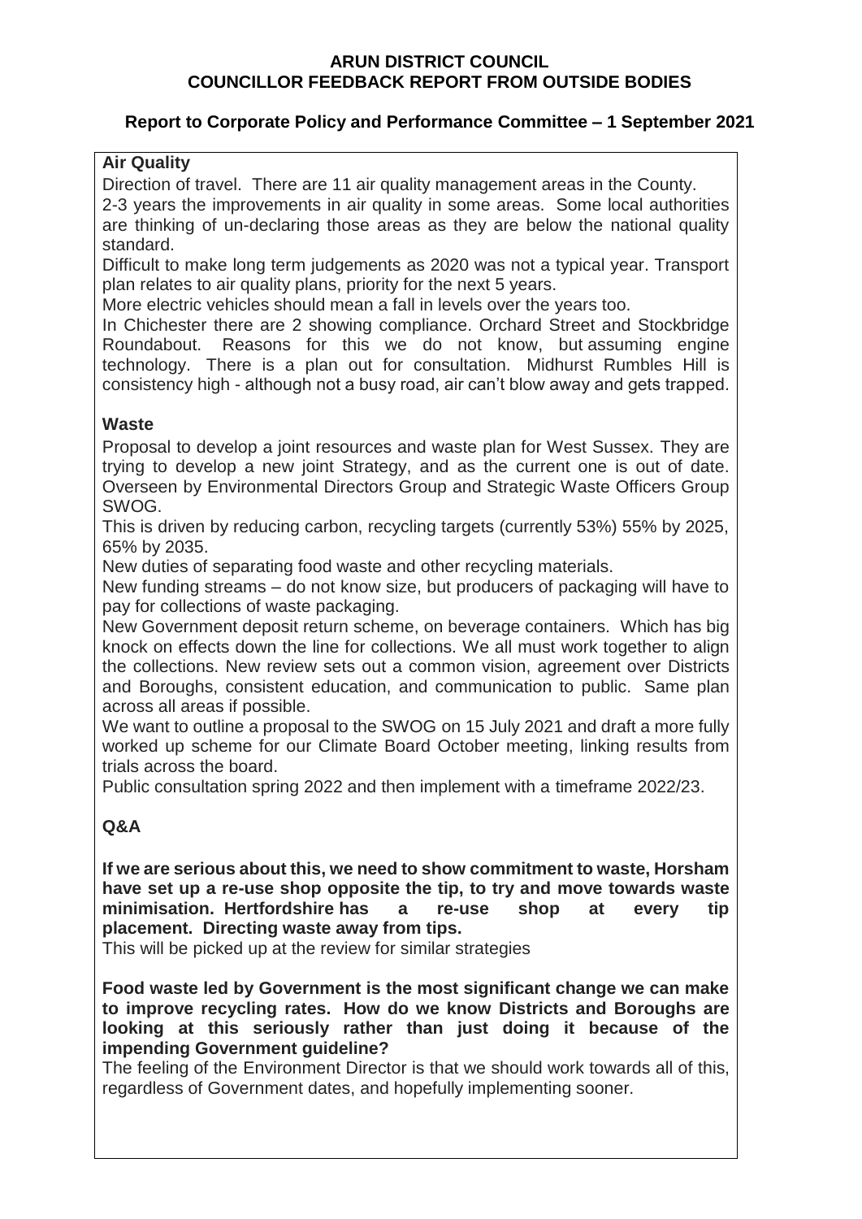# ARUN DISTRICT COUNCIL
# COUNCILLOR FEEDBACK REPORT FROM OUTSIDE BODIES

## Report to Corporate Policy and Performance Committee – 1 September 2021

**Air Quality**

Direction of travel. There are 11 air quality management areas in the County.
2-3 years the improvements in air quality in some areas. Some local authorities are thinking of un-declaring those areas as they are below the national quality standard.
Difficult to make long term judgements as 2020 was not a typical year. Transport plan relates to air quality plans, priority for the next 5 years.
More electric vehicles should mean a fall in levels over the years too.
In Chichester there are 2 showing compliance. Orchard Street and Stockbridge Roundabout. Reasons for this we do not know, but assuming engine technology. There is a plan out for consultation. Midhurst Rumbles Hill is consistency high - although not a busy road, air can't blow away and gets trapped.

**Waste**

Proposal to develop a joint resources and waste plan for West Sussex. They are trying to develop a new joint Strategy, and as the current one is out of date. Overseen by Environmental Directors Group and Strategic Waste Officers Group SWOG.
This is driven by reducing carbon, recycling targets (currently 53%) 55% by 2025, 65% by 2035.
New duties of separating food waste and other recycling materials.
New funding streams – do not know size, but producers of packaging will have to pay for collections of waste packaging.
New Government deposit return scheme, on beverage containers. Which has big knock on effects down the line for collections. We all must work together to align the collections. New review sets out a common vision, agreement over Districts and Boroughs, consistent education, and communication to public. Same plan across all areas if possible.
We want to outline a proposal to the SWOG on 15 July 2021 and draft a more fully worked up scheme for our Climate Board October meeting, linking results from trials across the board.
Public consultation spring 2022 and then implement with a timeframe 2022/23.

**Q&A**

**If we are serious about this, we need to show commitment to waste, Horsham have set up a re-use shop opposite the tip, to try and move towards waste minimisation. Hertfordshire has a re-use shop at every tip placement. Directing waste away from tips.**
This will be picked up at the review for similar strategies

**Food waste led by Government is the most significant change we can make to improve recycling rates. How do we know Districts and Boroughs are looking at this seriously rather than just doing it because of the impending Government guideline?**
The feeling of the Environment Director is that we should work towards all of this, regardless of Government dates, and hopefully implementing sooner.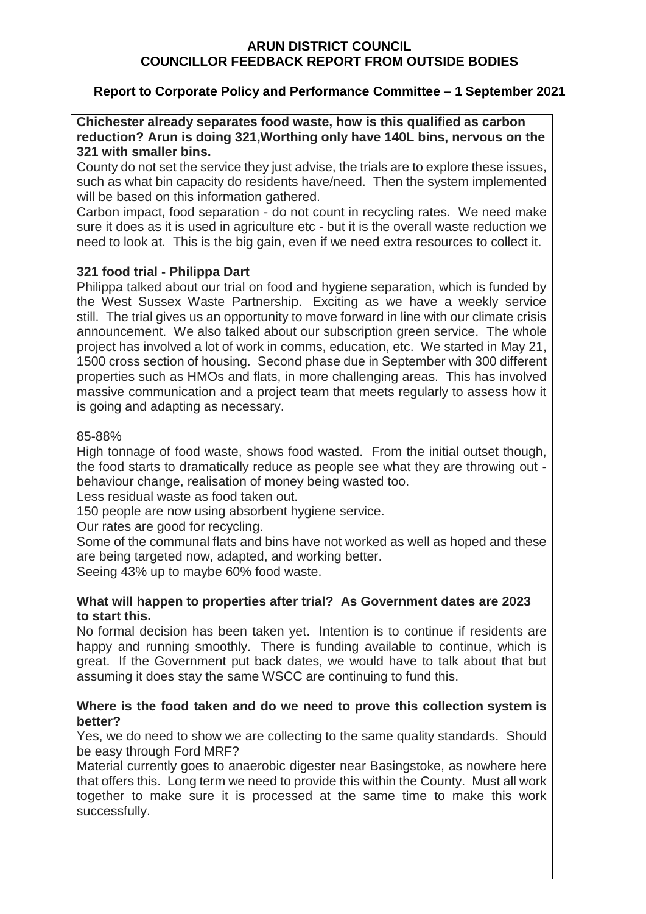**ARUN DISTRICT COUNCIL**
**COUNCILLOR FEEDBACK REPORT FROM OUTSIDE BODIES**

**Report to Corporate Policy and Performance Committee – 1 September 2021**

**Chichester already separates food waste, how is this qualified as carbon reduction? Arun is doing 321,Worthing only have 140L bins, nervous on the 321 with smaller bins.**

County do not set the service they just advise, the trials are to explore these issues, such as what bin capacity do residents have/need. Then the system implemented will be based on this information gathered.

Carbon impact, food separation - do not count in recycling rates. We need make sure it does as it is used in agriculture etc - but it is the overall waste reduction we need to look at. This is the big gain, even if we need extra resources to collect it.

**321 food trial - Philippa Dart**

Philippa talked about our trial on food and hygiene separation, which is funded by the West Sussex Waste Partnership. Exciting as we have a weekly service still. The trial gives us an opportunity to move forward in line with our climate crisis announcement. We also talked about our subscription green service. The whole project has involved a lot of work in comms, education, etc. We started in May 21, 1500 cross section of housing. Second phase due in September with 300 different properties such as HMOs and flats, in more challenging areas. This has involved massive communication and a project team that meets regularly to assess how it is going and adapting as necessary.

85-88%

High tonnage of food waste, shows food wasted. From the initial outset though, the food starts to dramatically reduce as people see what they are throwing out - behaviour change, realisation of money being wasted too.

Less residual waste as food taken out.

150 people are now using absorbent hygiene service.

Our rates are good for recycling.

Some of the communal flats and bins have not worked as well as hoped and these are being targeted now, adapted, and working better.

Seeing 43% up to maybe 60% food waste.

**What will happen to properties after trial? As Government dates are 2023 to start this.**

No formal decision has been taken yet. Intention is to continue if residents are happy and running smoothly. There is funding available to continue, which is great. If the Government put back dates, we would have to talk about that but assuming it does stay the same WSCC are continuing to fund this.

**Where is the food taken and do we need to prove this collection system is better?**

Yes, we do need to show we are collecting to the same quality standards. Should be easy through Ford MRF?

Material currently goes to anaerobic digester near Basingstoke, as nowhere here that offers this. Long term we need to provide this within the County. Must all work together to make sure it is processed at the same time to make this work successfully.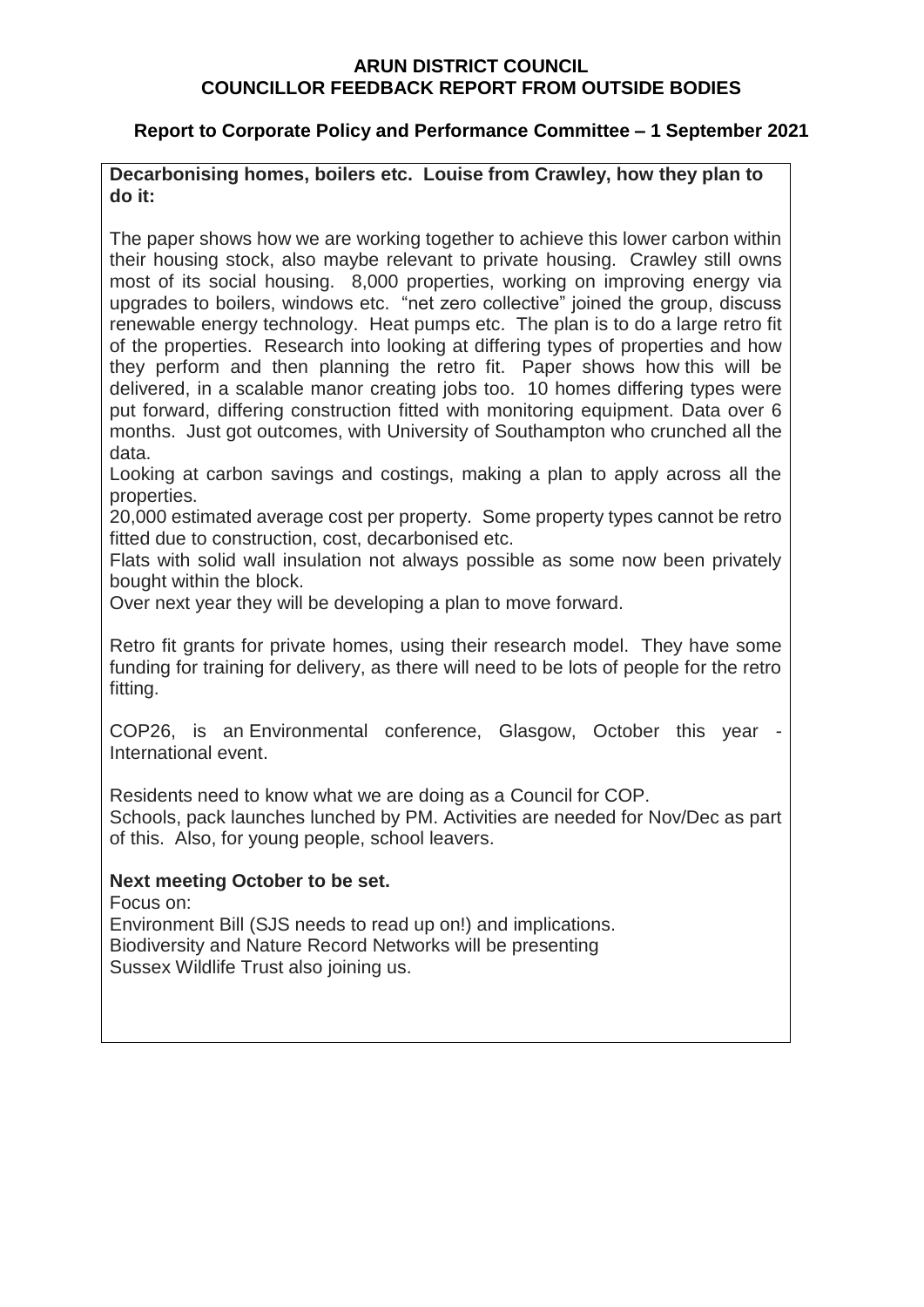**ARUN DISTRICT COUNCIL**
**COUNCILLOR FEEDBACK REPORT FROM OUTSIDE BODIES**

**Report to Corporate Policy and Performance Committee – 1 September 2021**

**Decarbonising homes, boilers etc. Louise from Crawley, how they plan to do it:**

The paper shows how we are working together to achieve this lower carbon within their housing stock, also maybe relevant to private housing. Crawley still owns most of its social housing. 8,000 properties, working on improving energy via upgrades to boilers, windows etc. "net zero collective" joined the group, discuss renewable energy technology. Heat pumps etc. The plan is to do a large retro fit of the properties. Research into looking at differing types of properties and how they perform and then planning the retro fit. Paper shows how this will be delivered, in a scalable manor creating jobs too. 10 homes differing types were put forward, differing construction fitted with monitoring equipment. Data over 6 months. Just got outcomes, with University of Southampton who crunched all the data.

Looking at carbon savings and costings, making a plan to apply across all the properties.

20,000 estimated average cost per property. Some property types cannot be retro fitted due to construction, cost, decarbonised etc.

Flats with solid wall insulation not always possible as some now been privately bought within the block.

Over next year they will be developing a plan to move forward.

Retro fit grants for private homes, using their research model. They have some funding for training for delivery, as there will need to be lots of people for the retro fitting.

COP26, is an Environmental conference, Glasgow, October this year - International event.

Residents need to know what we are doing as a Council for COP.

Schools, pack launches lunched by PM. Activities are needed for Nov/Dec as part of this. Also, for young people, school leavers.

**Next meeting October to be set.**

Focus on:

Environment Bill (SJS needs to read up on!) and implications.

Biodiversity and Nature Record Networks will be presenting

Sussex Wildlife Trust also joining us.